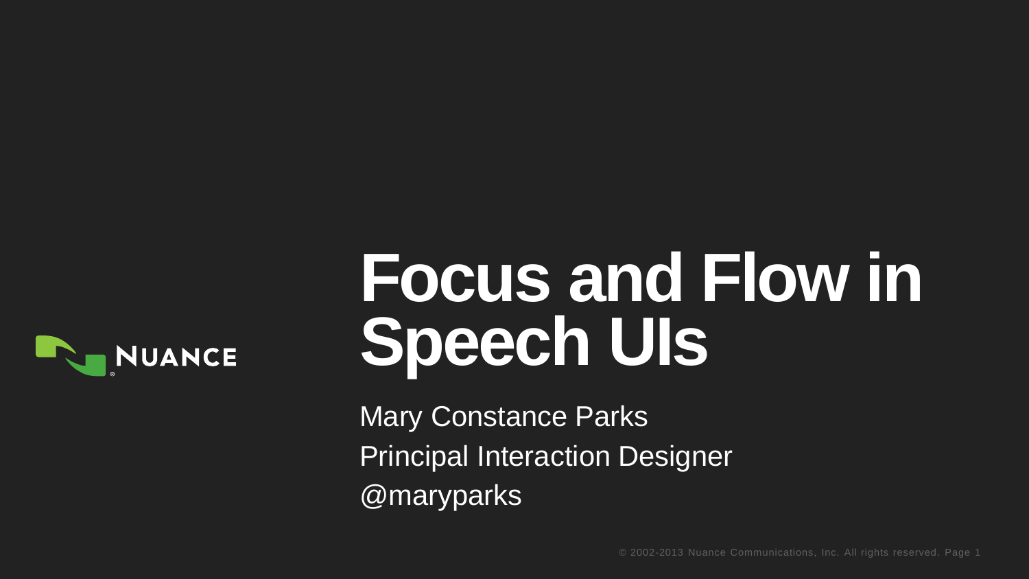# Focus and Flow in Speech UIs

Mary Constance Parks

Principal Interaction Designer

@maryparks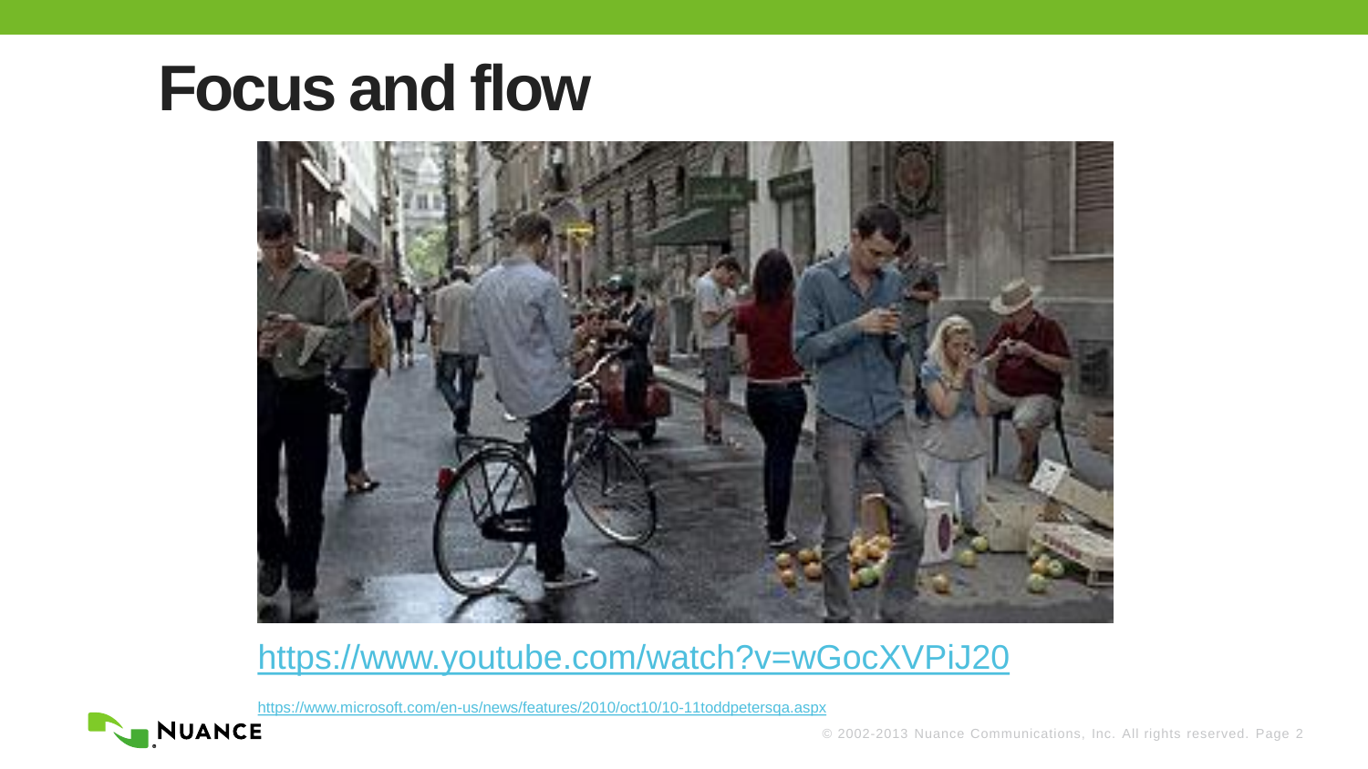# Focus and flow

https://www.youtube.com/watch?v=wGocXVPiJ20

https://www.microsoft.com/en-us/news/features/2010/oct10/10-11toddpetersqa.aspx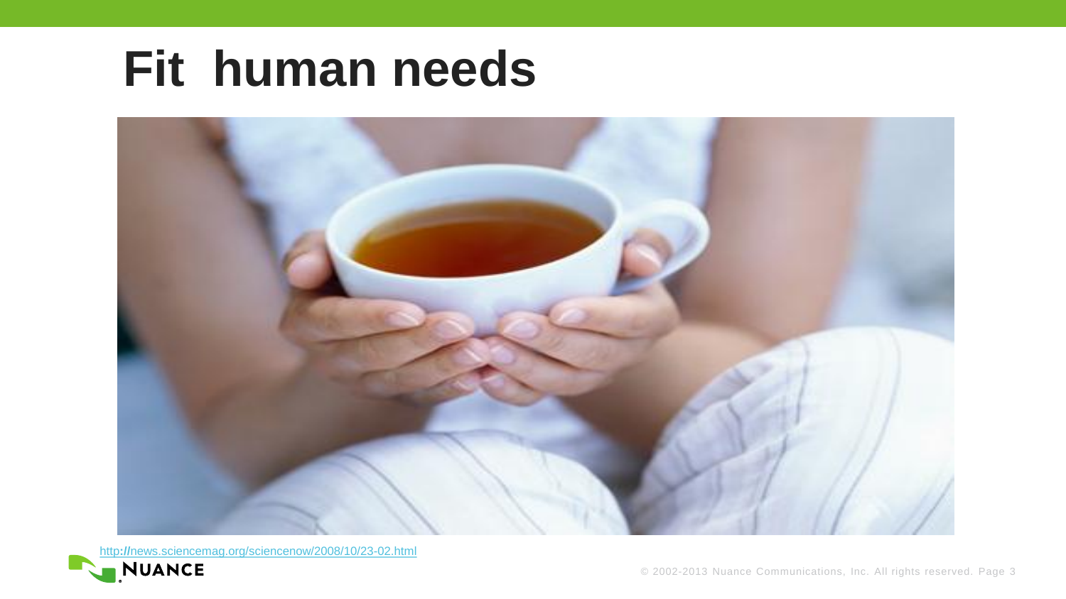# Fit human needs

http://news.sciencemag.org/sciencenow/2008/10/23-02.html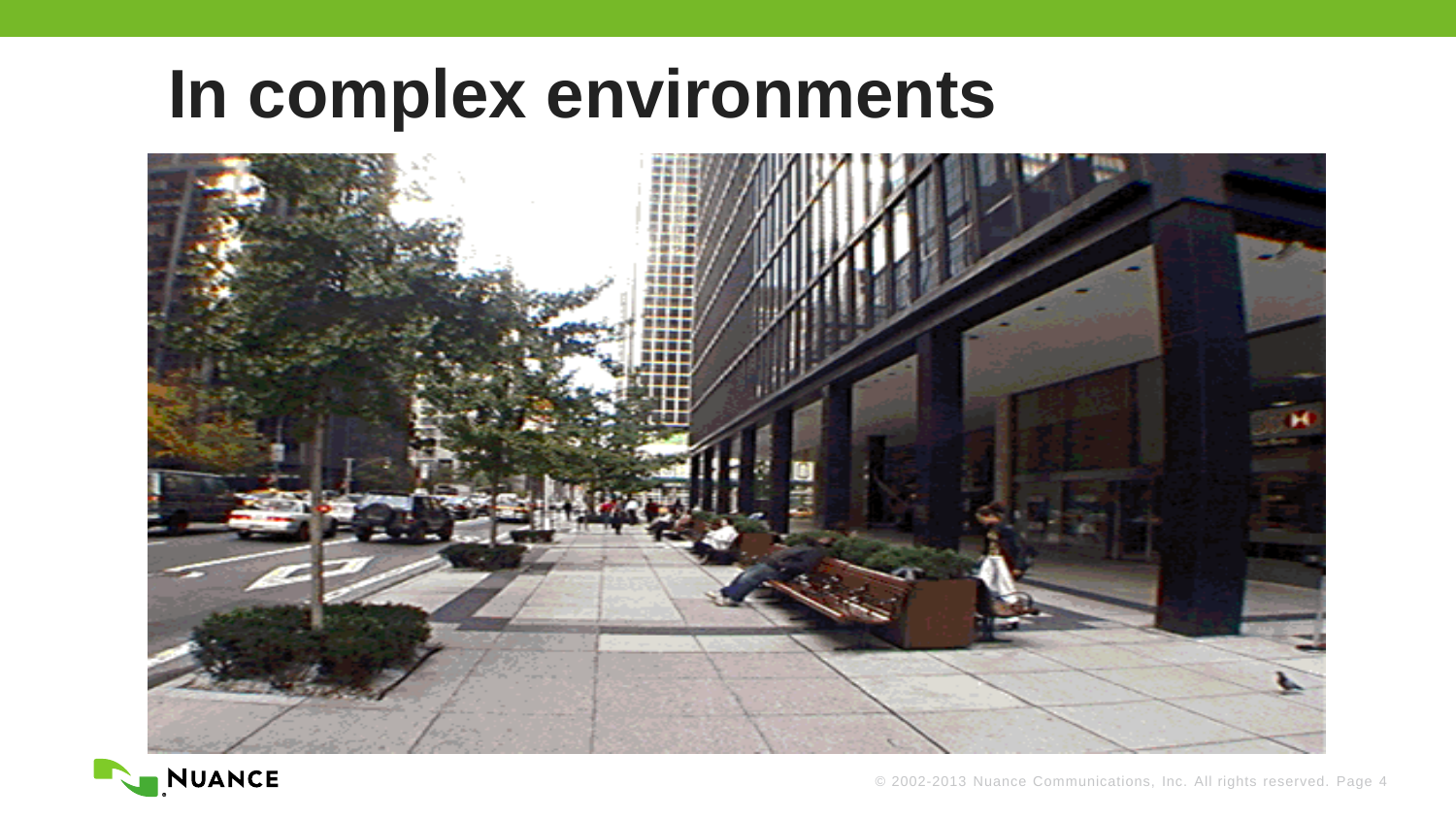# In complex environments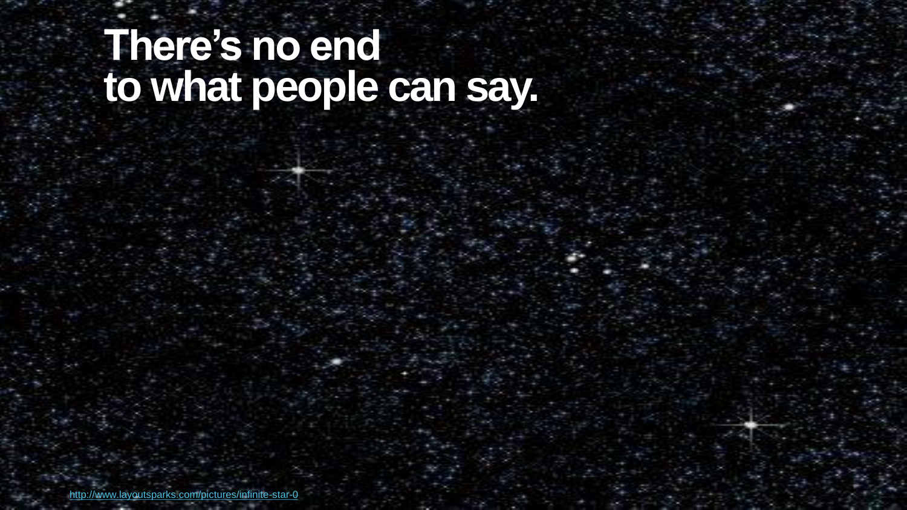# There's no end to what people can say.

http://www.layoutsparks.com/pictures/infinite-star-0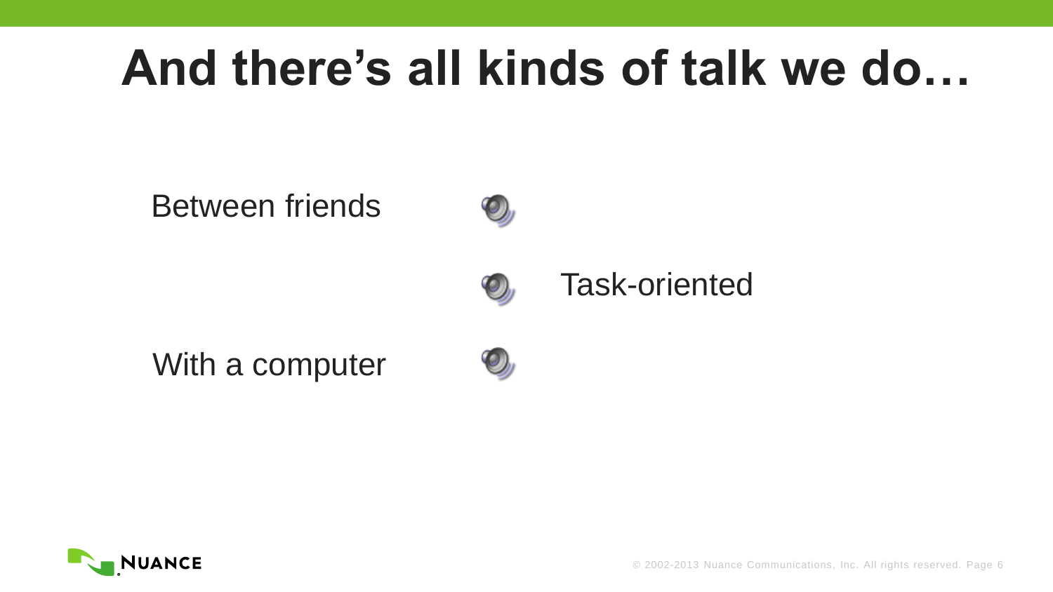# And there's all kinds of talk we do…

Between friends

Task-oriented

With a computer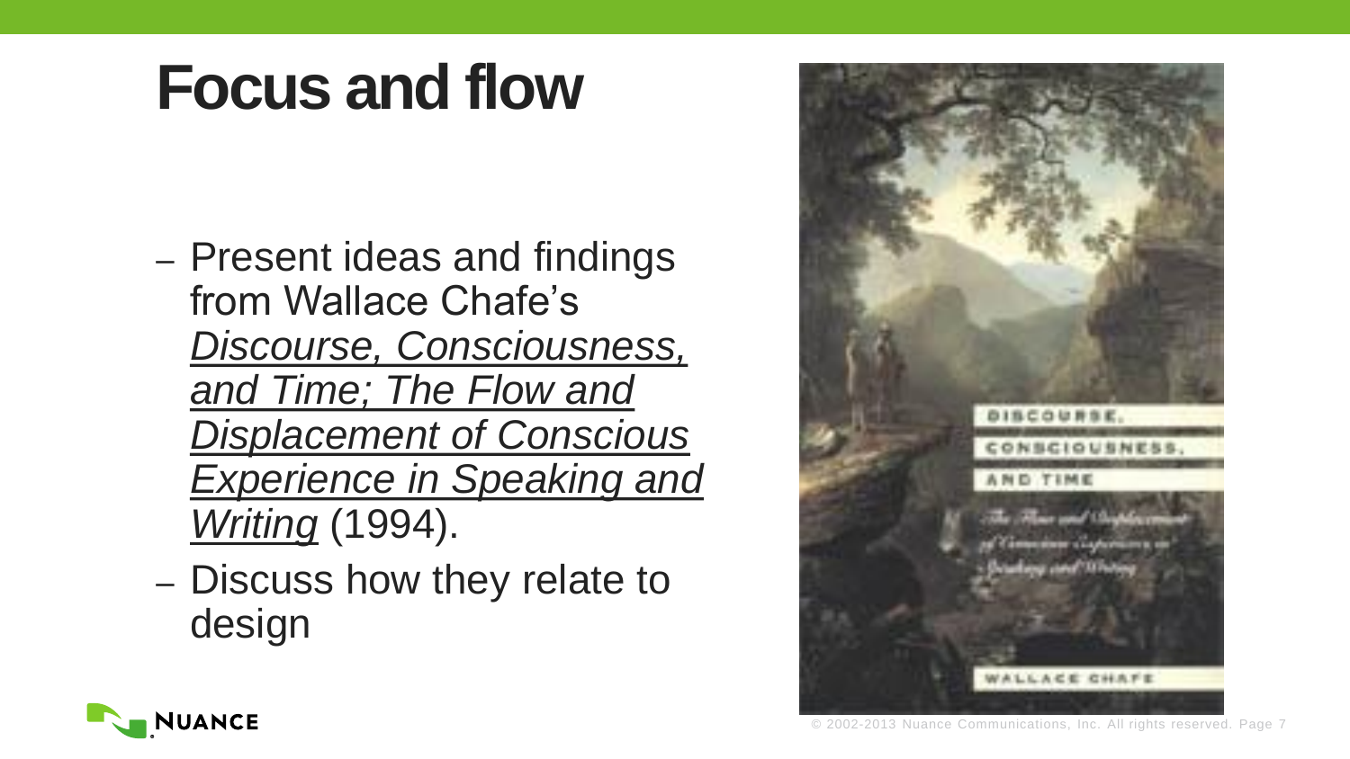# Focus and flow

- Present ideas and findings from Wallace Chafe's *Discourse, Consciousness, and Time; The Flow and Displacement of Conscious Experience in Speaking and Writing* (1994).
- Discuss how they relate to design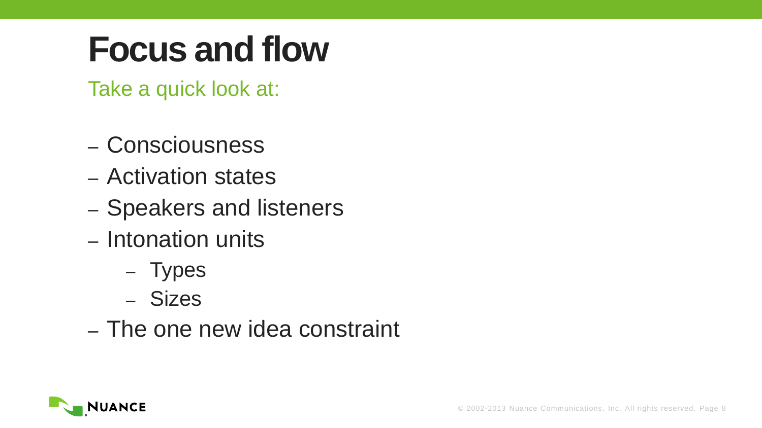# Focus and flow

Take a quick look at:

- Consciousness
- Activation states
- Speakers and listeners
- Intonation units
  - Types
  - Sizes
- The one new idea constraint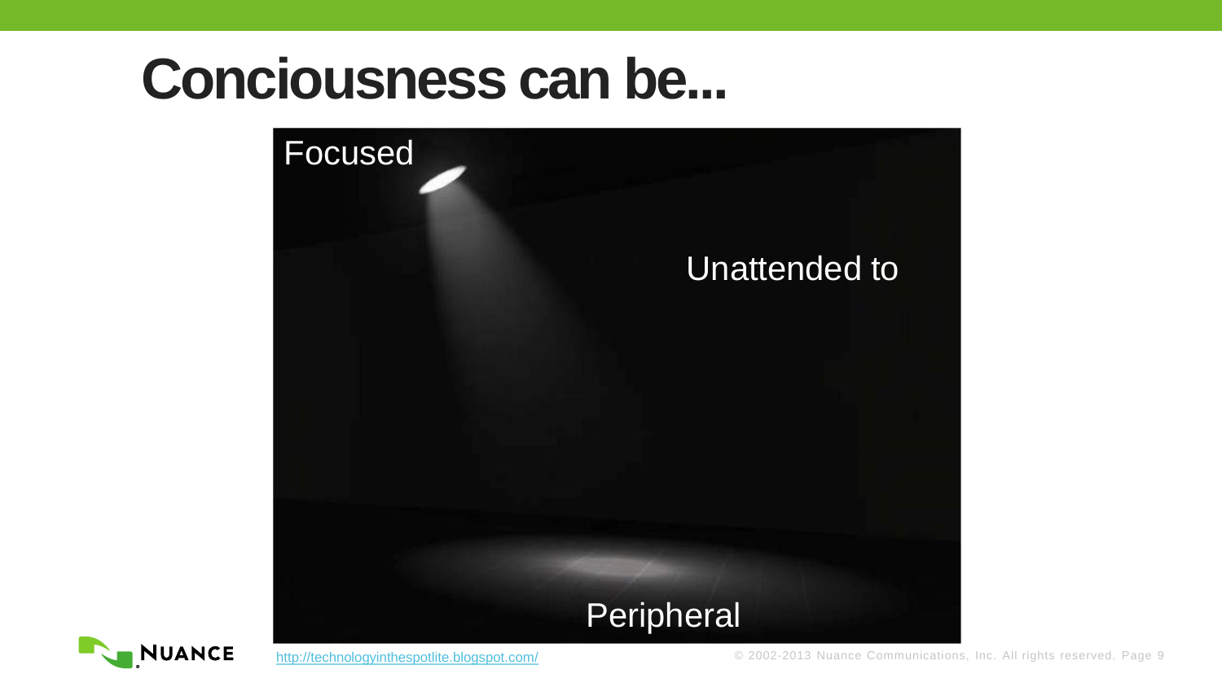# Conciousness can be...

Focused

Unattended to

Peripheral

http://technologyinthespotlite.blogspot.com/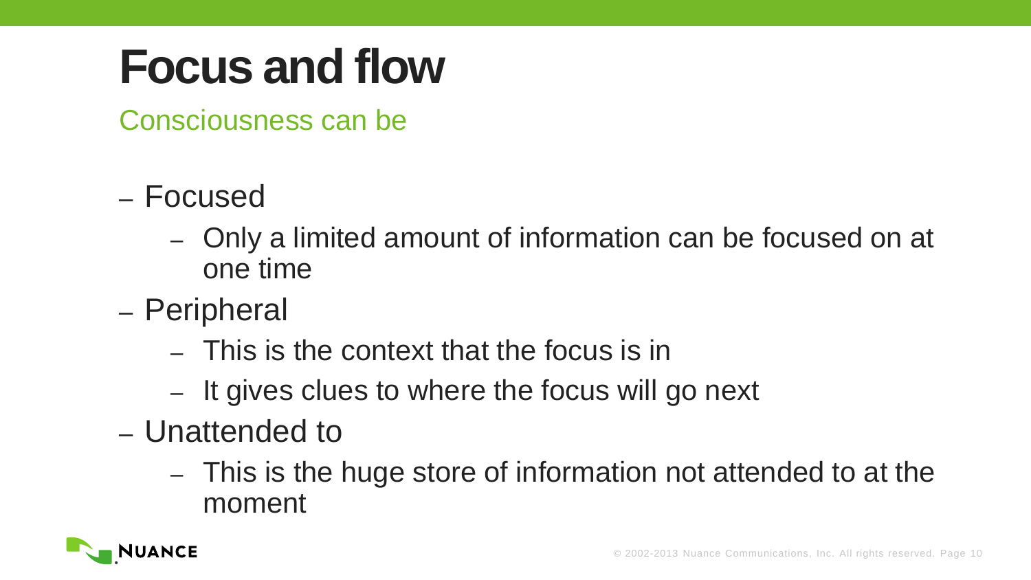# Focus and flow

Consciousness can be

- Focused
  - Only a limited amount of information can be focused on at one time
- Peripheral
  - This is the context that the focus is in
  - It gives clues to where the focus will go next
- Unattended to
  - This is the huge store of information not attended to at the moment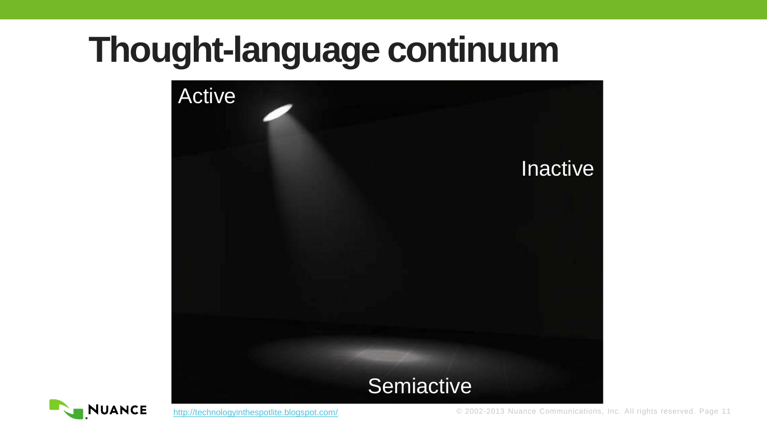# Thought-language continuum

Active

Inactive

Semiactive

http://technologyinthespotlite.blogspot.com/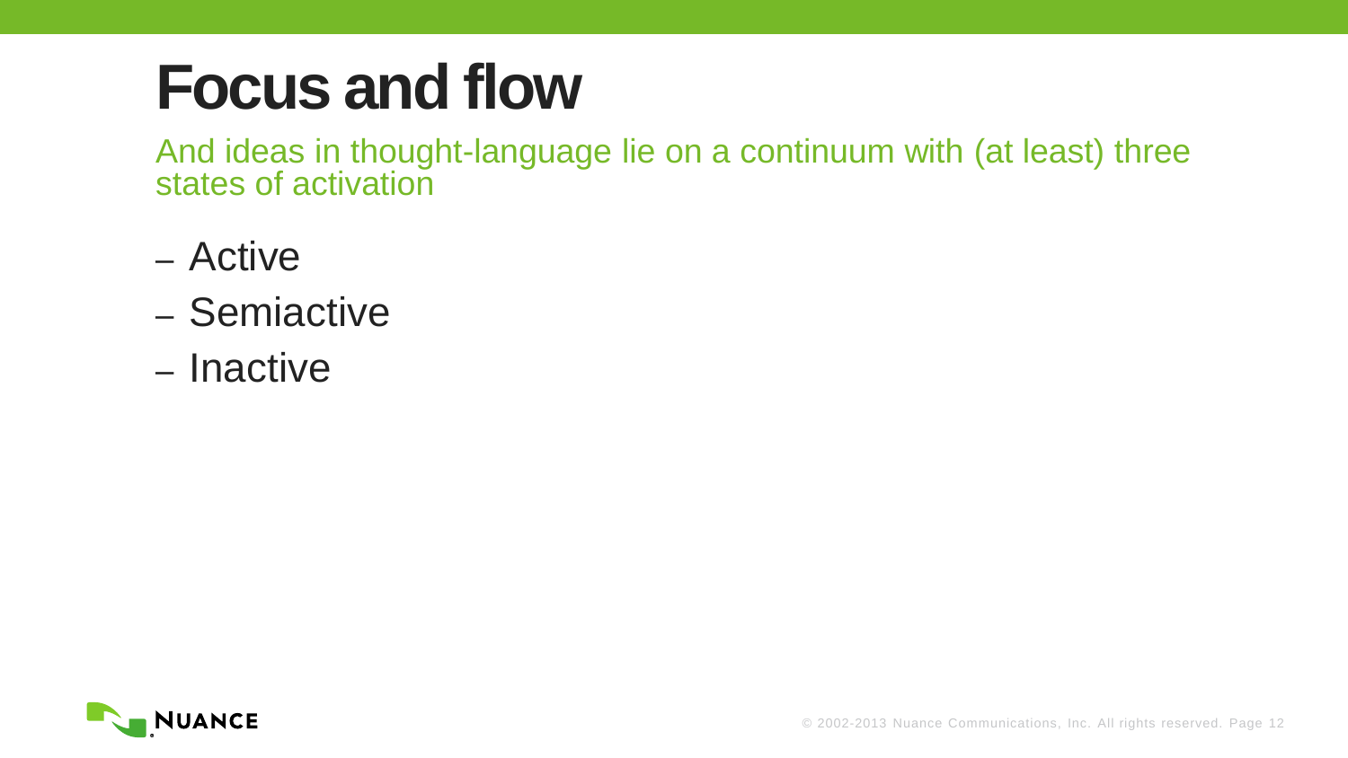# Focus and flow

And ideas in thought-language lie on a continuum with (at least) three states of activation

- Active
- Semiactive
- Inactive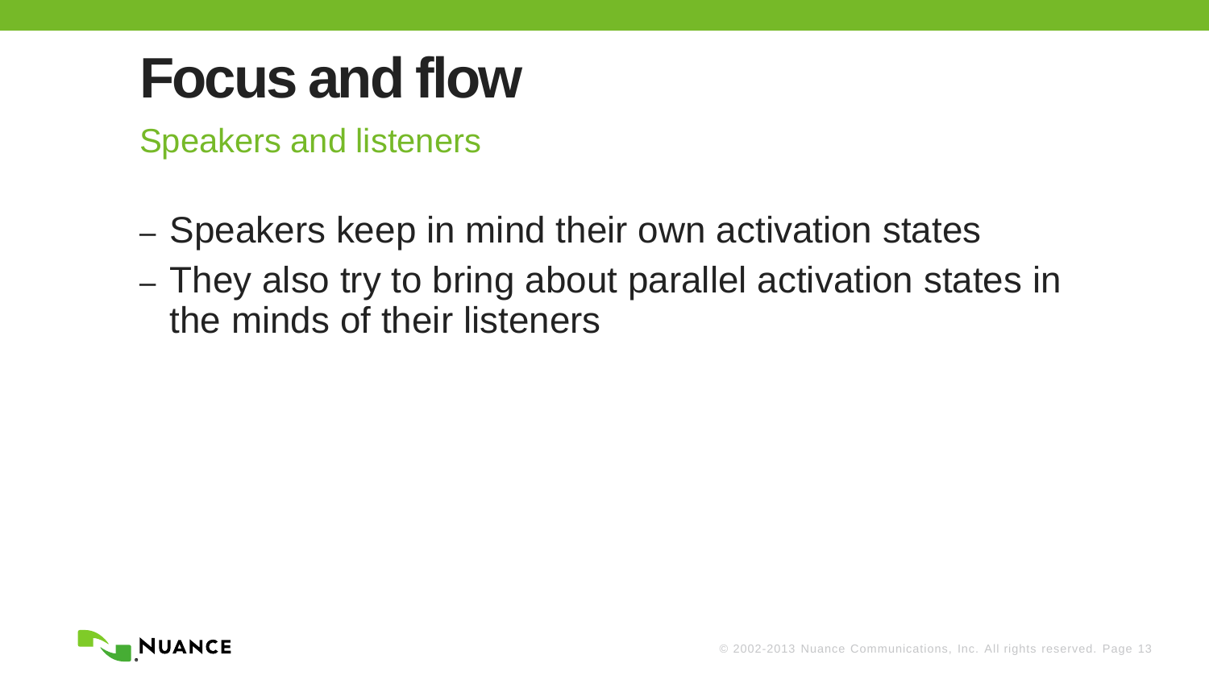# Focus and flow

## Speakers and listeners

- Speakers keep in mind their own activation states
- They also try to bring about parallel activation states in the minds of their listeners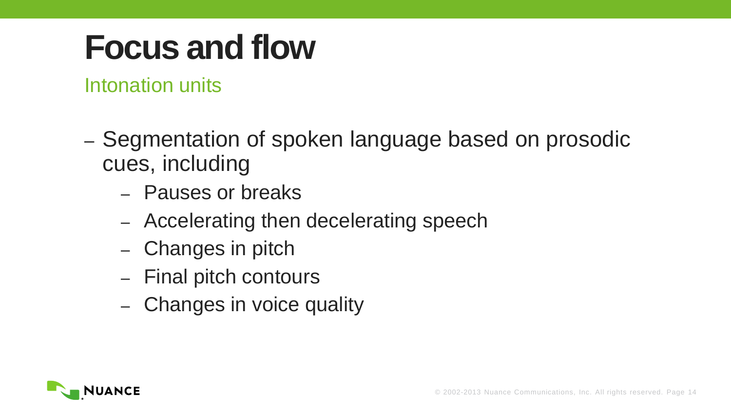# Focus and flow

## Intonation units

- Segmentation of spoken language based on prosodic cues, including
  - Pauses or breaks
  - Accelerating then decelerating speech
  - Changes in pitch
  - Final pitch contours
  - Changes in voice quality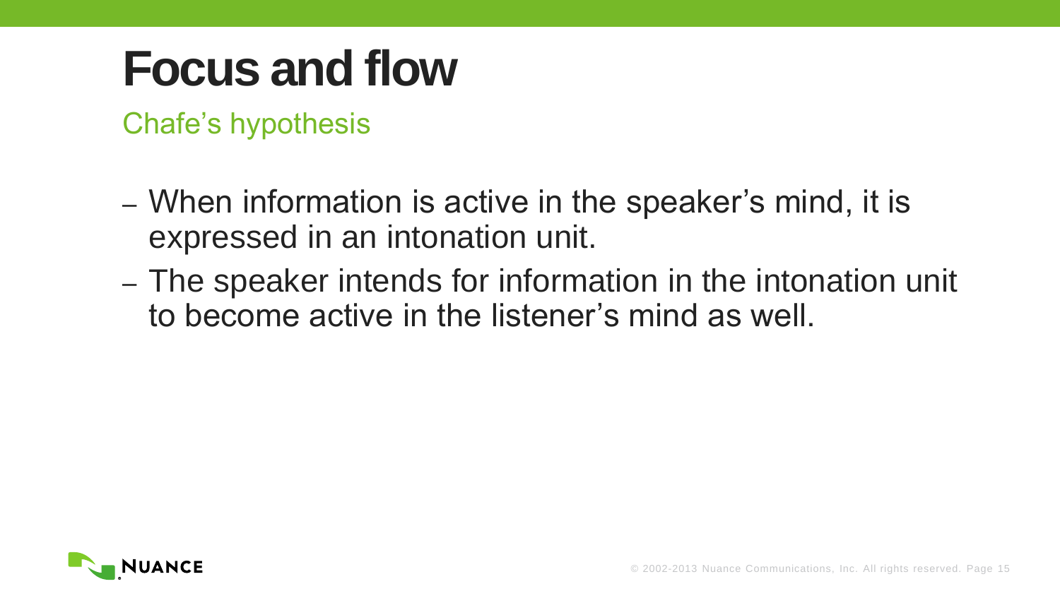# Focus and flow

## Chafe's hypothesis

- When information is active in the speaker's mind, it is expressed in an intonation unit.
- The speaker intends for information in the intonation unit to become active in the listener's mind as well.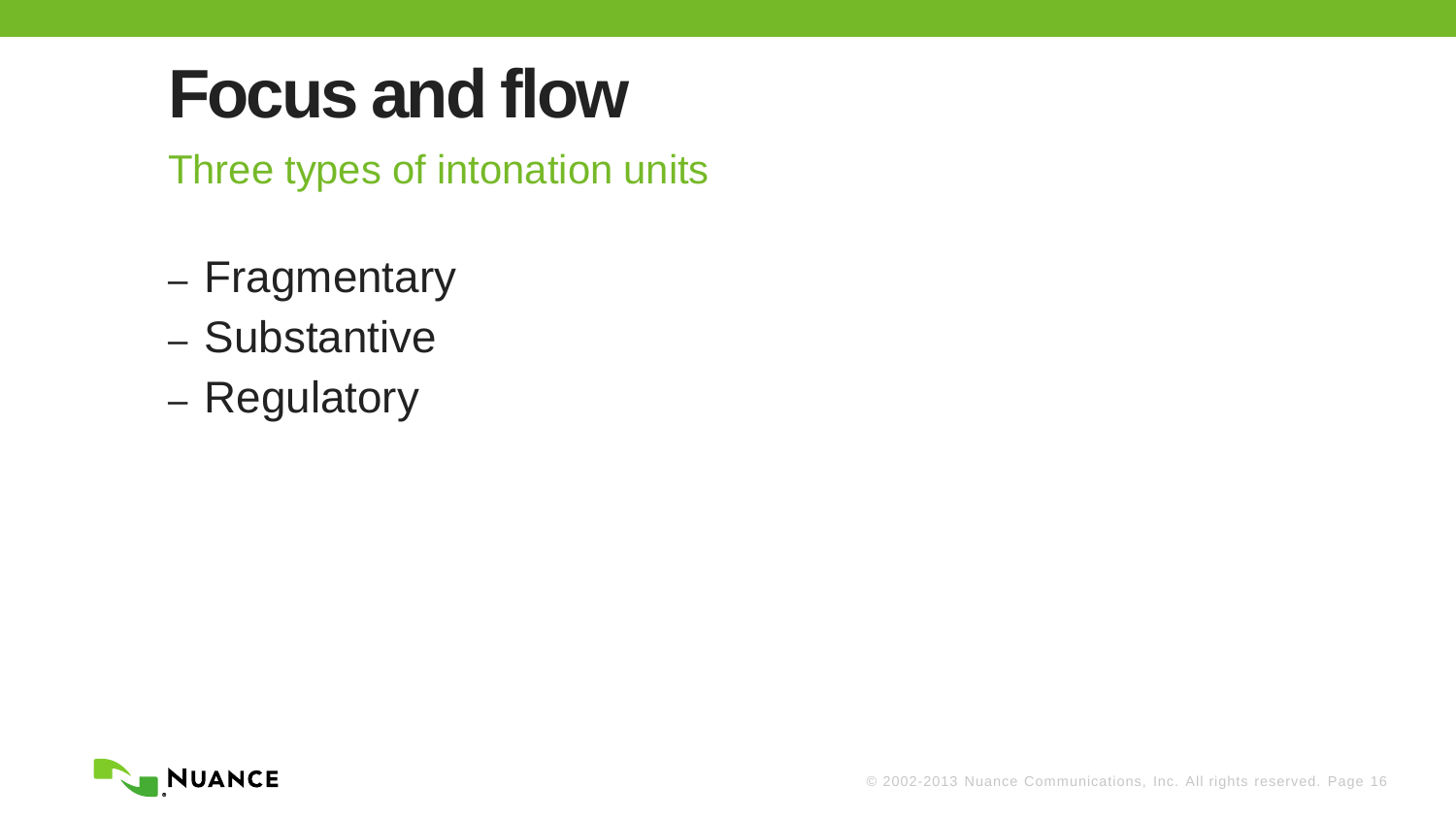# Focus and flow

## Three types of intonation units

- Fragmentary
- Substantive
- Regulatory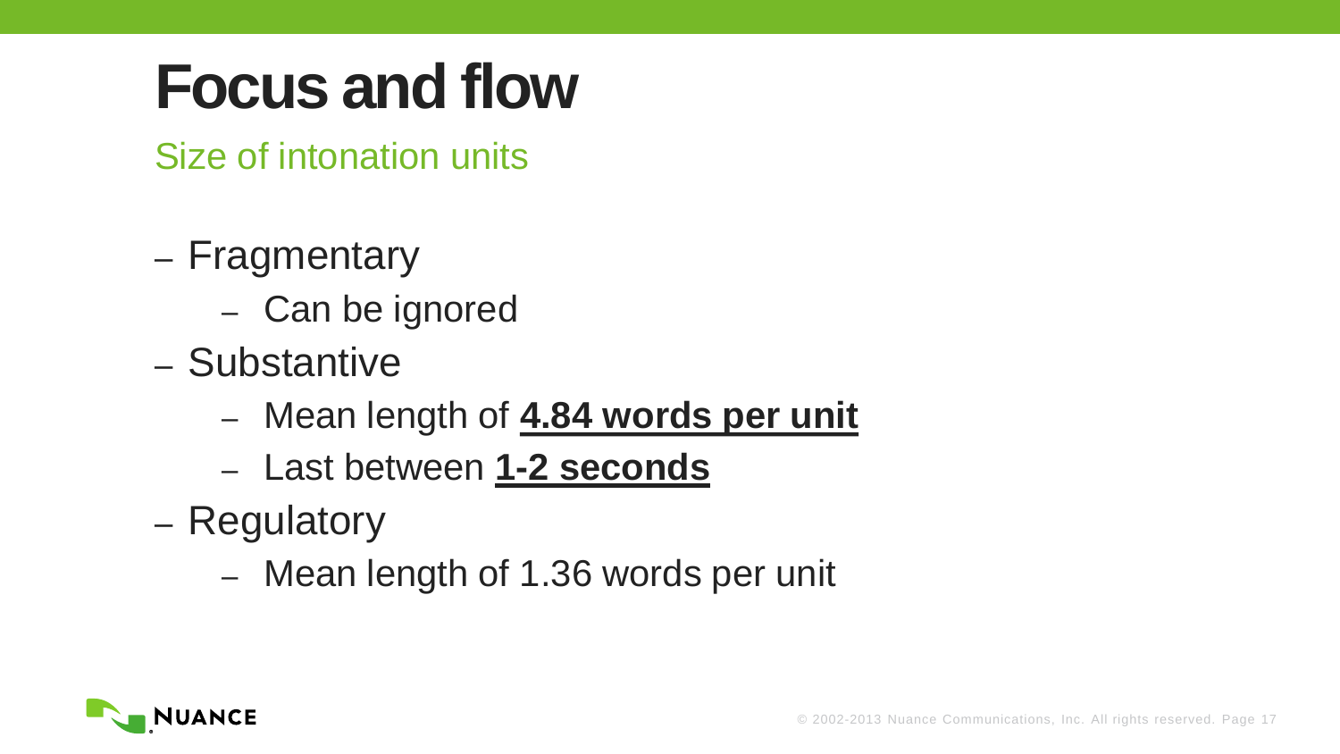# Focus and flow

## Size of intonation units

- Fragmentary
  - Can be ignored
- Substantive
  - Mean length of **4.84 words per unit**
  - Last between **1-2 seconds**
- Regulatory
  - Mean length of 1.36 words per unit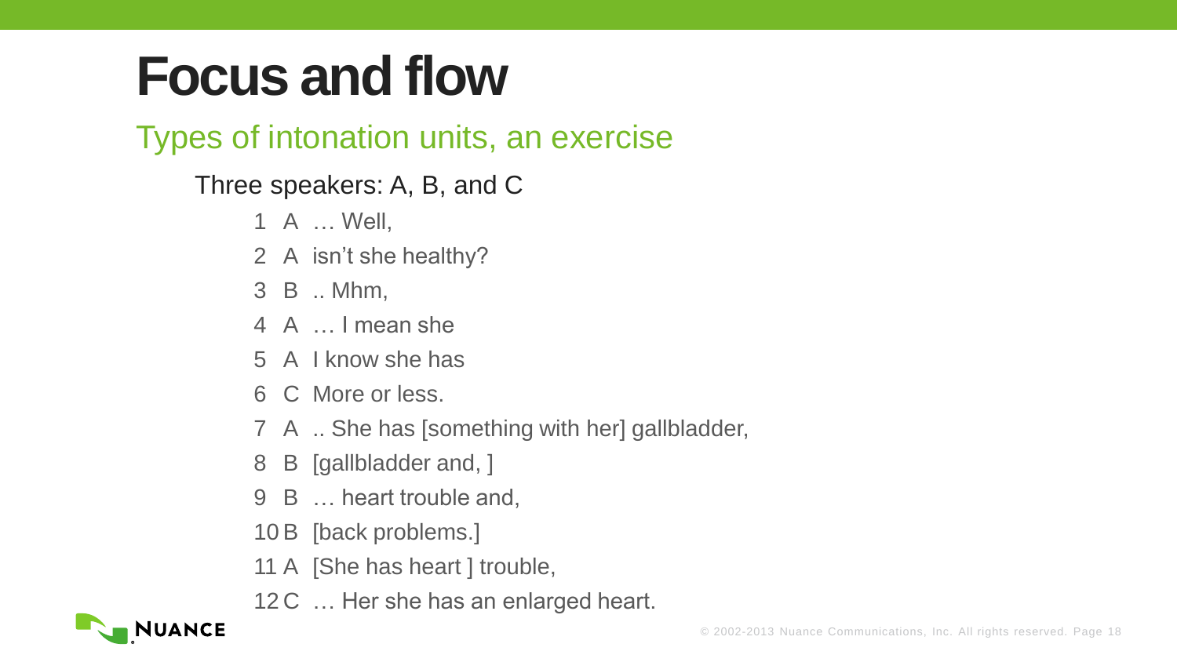# Focus and flow

## Types of intonation units, an exercise

Three speakers: A, B, and C

1 A … Well,
2 A isn't she healthy?
3 B .. Mhm,
4 A … I mean she
5 A I know she has
6 C More or less.
7 A .. She has [something with her] gallbladder,
8 B [gallbladder and, ]
9 B … heart trouble and,
10 B [back problems.]
11 A [She has heart ] trouble,
12 C … Her she has an enlarged heart.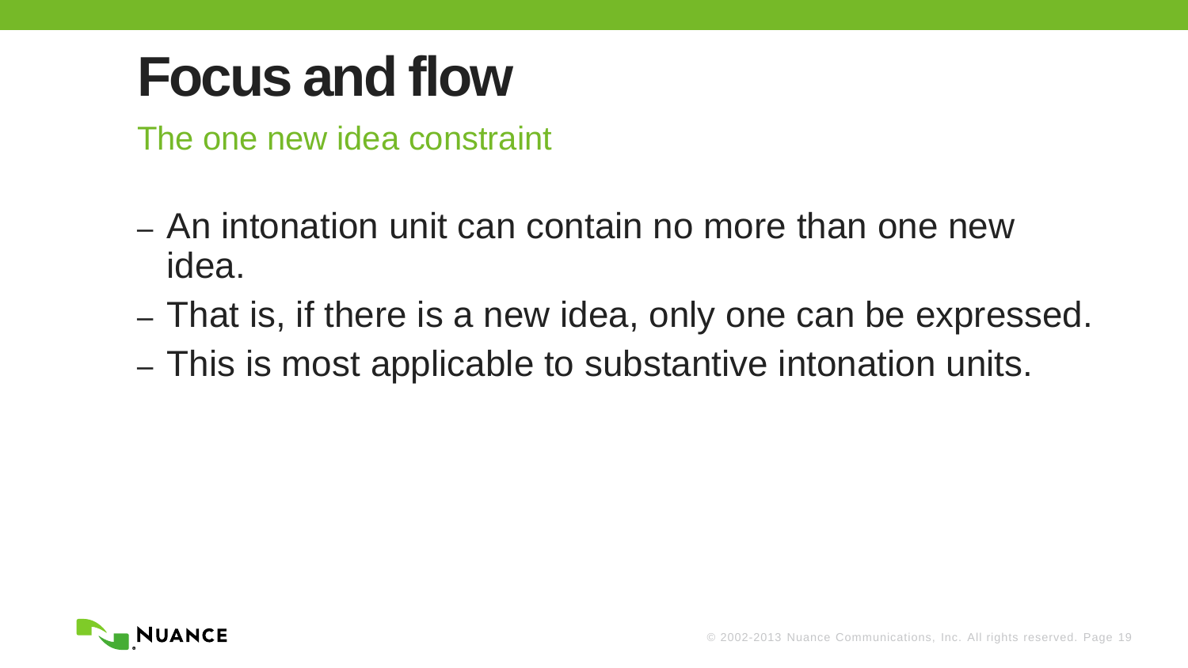# Focus and flow

## The one new idea constraint

- An intonation unit can contain no more than one new idea.
- That is, if there is a new idea, only one can be expressed.
- This is most applicable to substantive intonation units.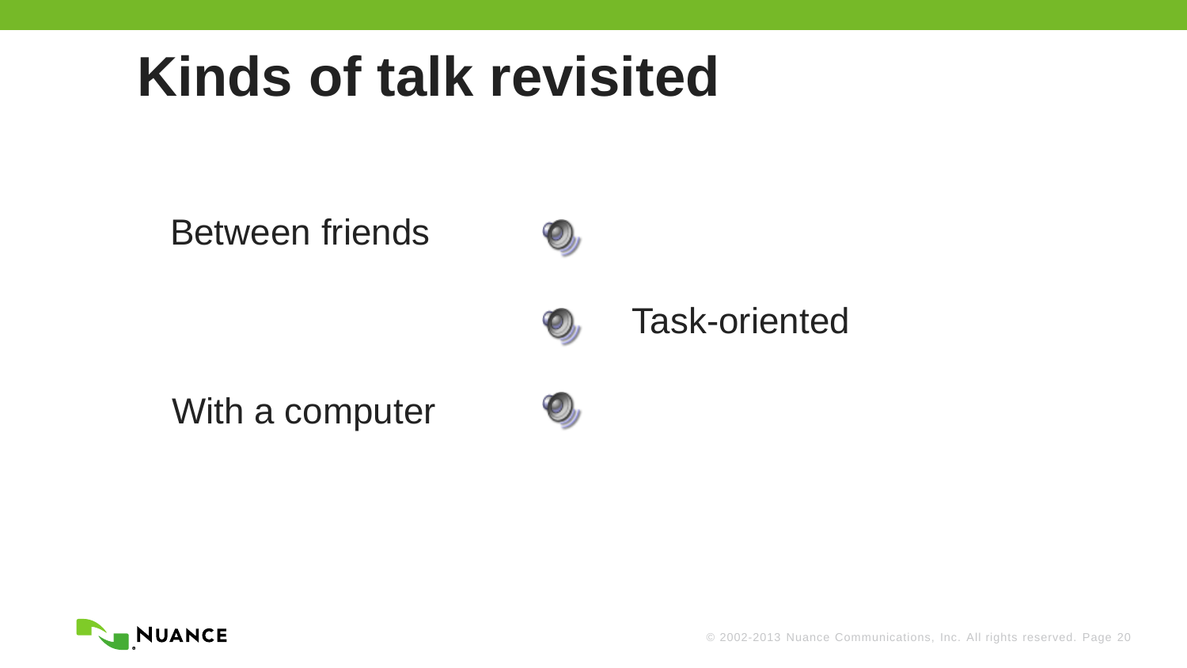# Kinds of talk revisited

Between friends

Task-oriented

With a computer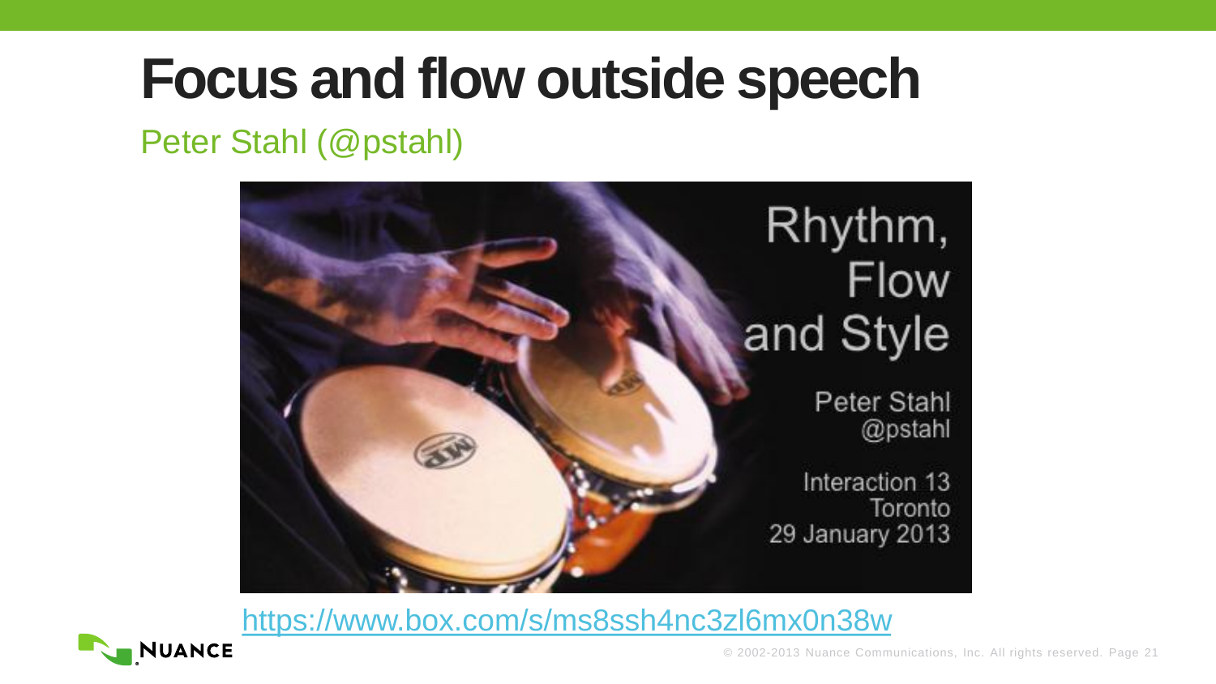# Focus and flow outside speech

Peter Stahl (@pstahl)

Rhythm, Flow and Style

Peter Stahl
@pstahl

Interaction 13
Toronto
29 January 2013

https://www.box.com/s/ms8ssh4nc3zl6mx0n38w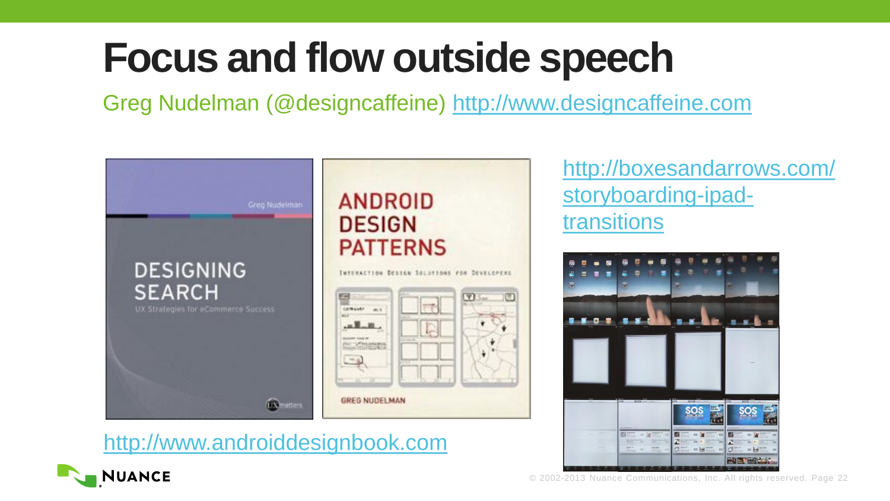# Focus and flow outside speech

Greg Nudelman (@designcaffeine) http://www.designcaffeine.com

http://boxesandarrows.com/storyboarding-ipad-transitions

http://www.androiddesignbook.com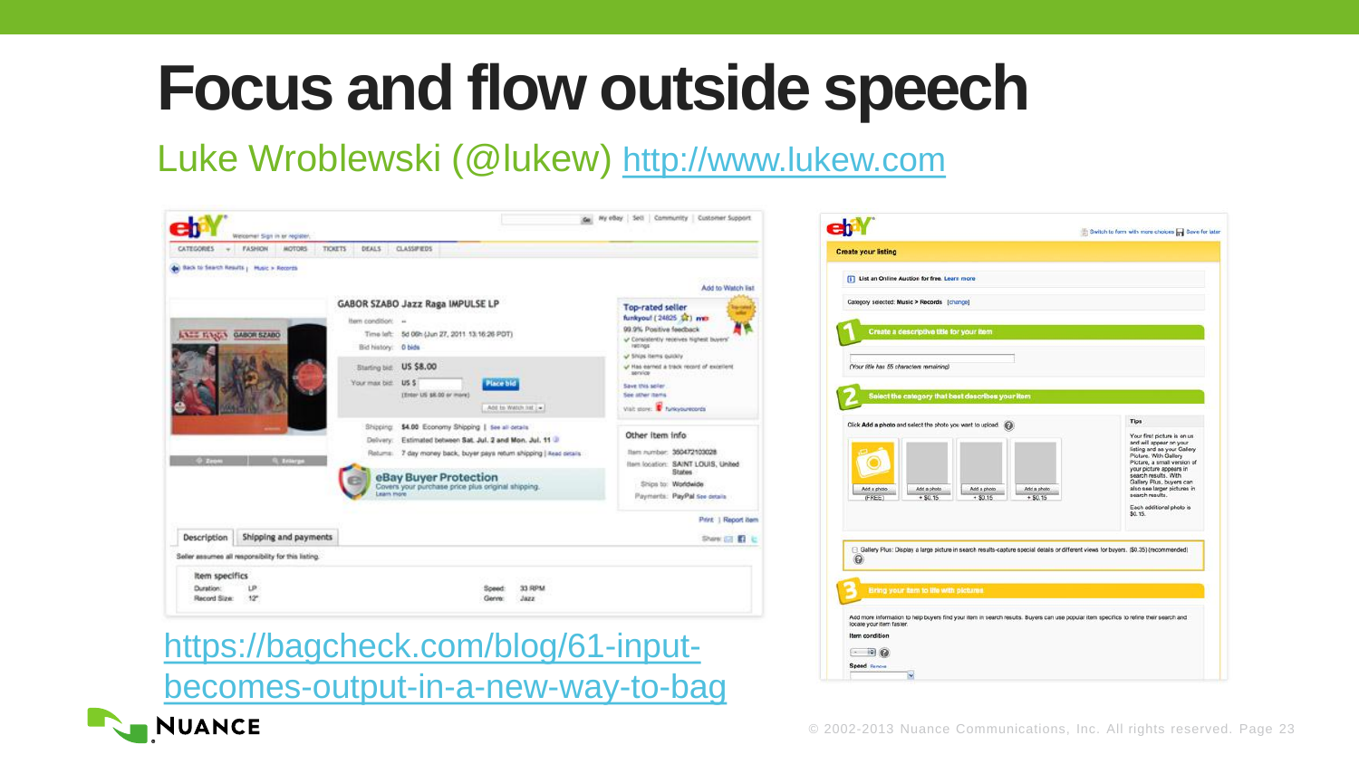# Focus and flow outside speech

Luke Wroblewski (@lukew) http://www.lukew.com

https://bagcheck.com/blog/61-input-becomes-output-in-a-new-way-to-bag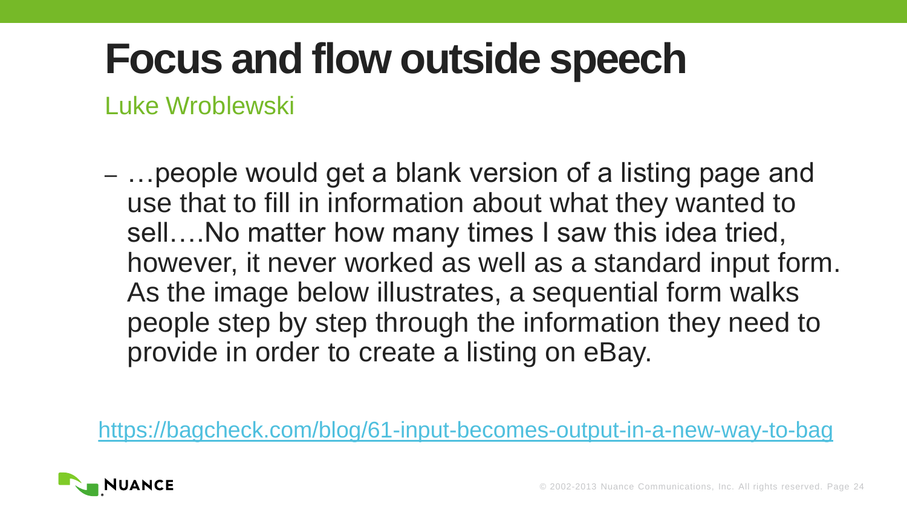# Focus and flow outside speech

Luke Wroblewski

- …people would get a blank version of a listing page and use that to fill in information about what they wanted to sell….No matter how many times I saw this idea tried, however, it never worked as well as a standard input form. As the image below illustrates, a sequential form walks people step by step through the information they need to provide in order to create a listing on eBay.

https://bagcheck.com/blog/61-input-becomes-output-in-a-new-way-to-bag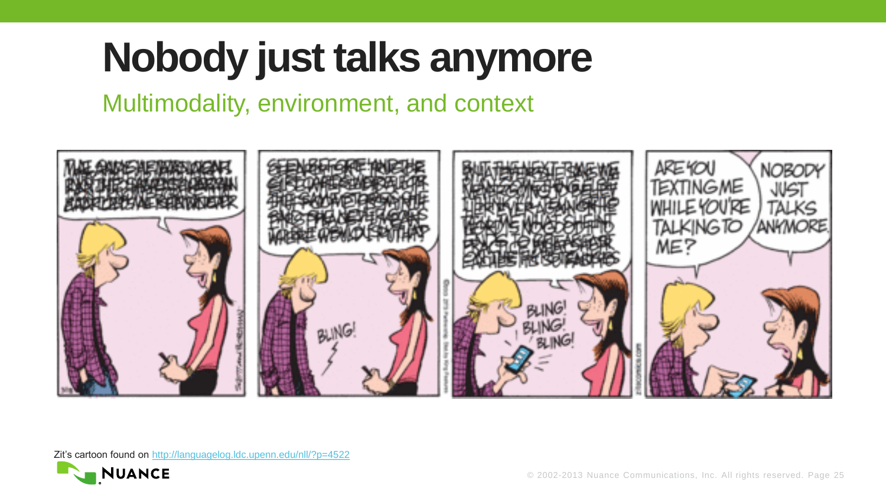# Nobody just talks anymore

## Multimodality, environment, and context

Zit's cartoon found on http://languagelog.ldc.upenn.edu/nll/?p=4522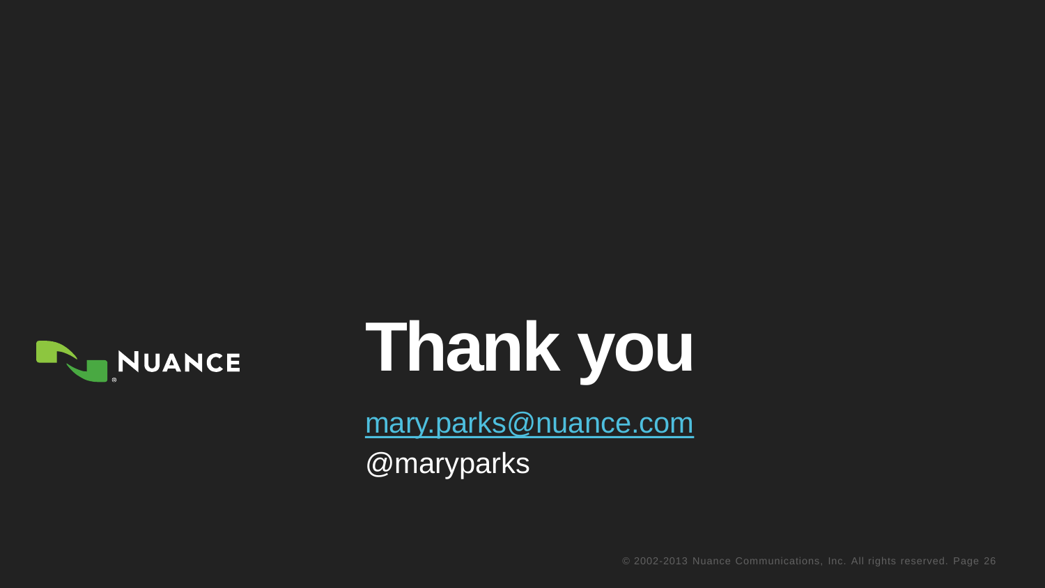NUANCE

# Thank you

mary.parks@nuance.com

@maryparks

© 2002-2013 Nuance Communications, Inc. All rights reserved.